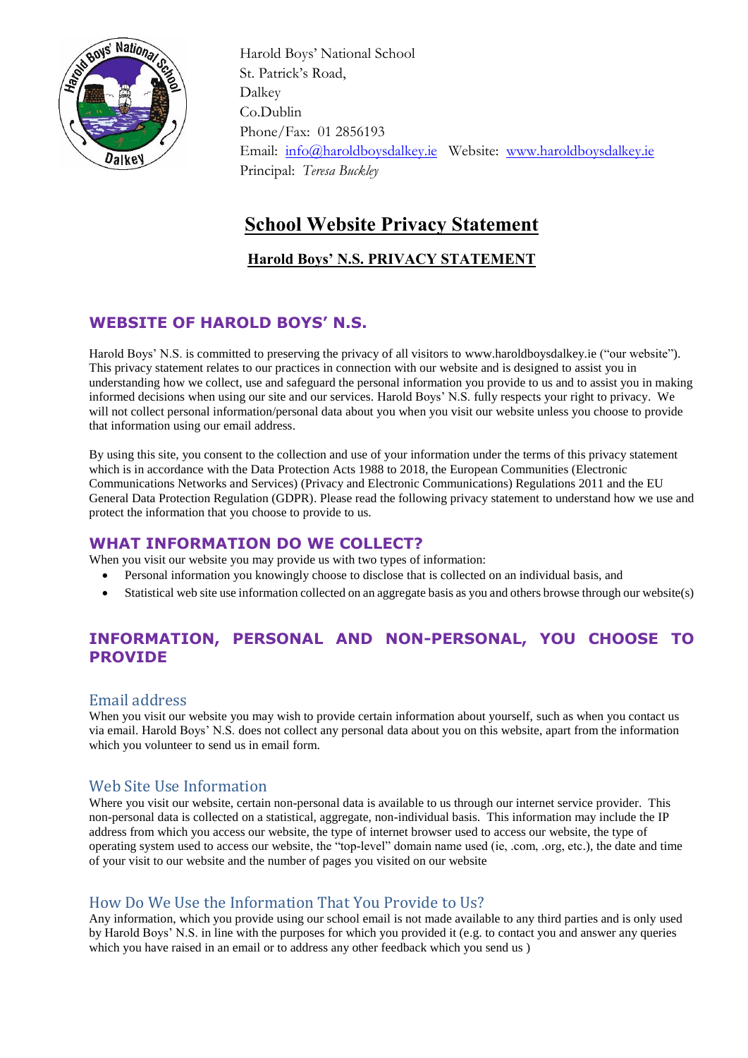Harold Boys' National School
St. Patrick's Road,
Dalkey
Co.Dublin
Phone/Fax: 01 2856193
Email: info@haroldboysdalkey.ie Website: www.haroldboysdalkey.ie
Principal: *Teresa Buckley*

# School Website Privacy Statement

## Harold Boys' N.S. PRIVACY STATEMENT

## WEBSITE OF HAROLD BOYS' N.S.

Harold Boys' N.S. is committed to preserving the privacy of all visitors to www.haroldboysdalkey.ie ("our website"). This privacy statement relates to our practices in connection with our website and is designed to assist you in understanding how we collect, use and safeguard the personal information you provide to us and to assist you in making informed decisions when using our site and our services. Harold Boys' N.S. fully respects your right to privacy. We will not collect personal information/personal data about you when you visit our website unless you choose to provide that information using our email address.

By using this site, you consent to the collection and use of your information under the terms of this privacy statement which is in accordance with the Data Protection Acts 1988 to 2018, the European Communities (Electronic Communications Networks and Services) (Privacy and Electronic Communications) Regulations 2011 and the EU General Data Protection Regulation (GDPR). Please read the following privacy statement to understand how we use and protect the information that you choose to provide to us.

## WHAT INFORMATION DO WE COLLECT?

When you visit our website you may provide us with two types of information:

- Personal information you knowingly choose to disclose that is collected on an individual basis, and
- Statistical web site use information collected on an aggregate basis as you and others browse through our website(s)

## INFORMATION, PERSONAL AND NON-PERSONAL, YOU CHOOSE TO PROVIDE

### Email address

When you visit our website you may wish to provide certain information about yourself, such as when you contact us via email. Harold Boys' N.S. does not collect any personal data about you on this website, apart from the information which you volunteer to send us in email form.

### Web Site Use Information

Where you visit our website, certain non-personal data is available to us through our internet service provider. This non-personal data is collected on a statistical, aggregate, non-individual basis. This information may include the IP address from which you access our website, the type of internet browser used to access our website, the type of operating system used to access our website, the "top-level" domain name used (ie, .com, .org, etc.), the date and time of your visit to our website and the number of pages you visited on our website

### How Do We Use the Information That You Provide to Us?

Any information, which you provide using our school email is not made available to any third parties and is only used by Harold Boys' N.S. in line with the purposes for which you provided it (e.g. to contact you and answer any queries which you have raised in an email or to address any other feedback which you send us )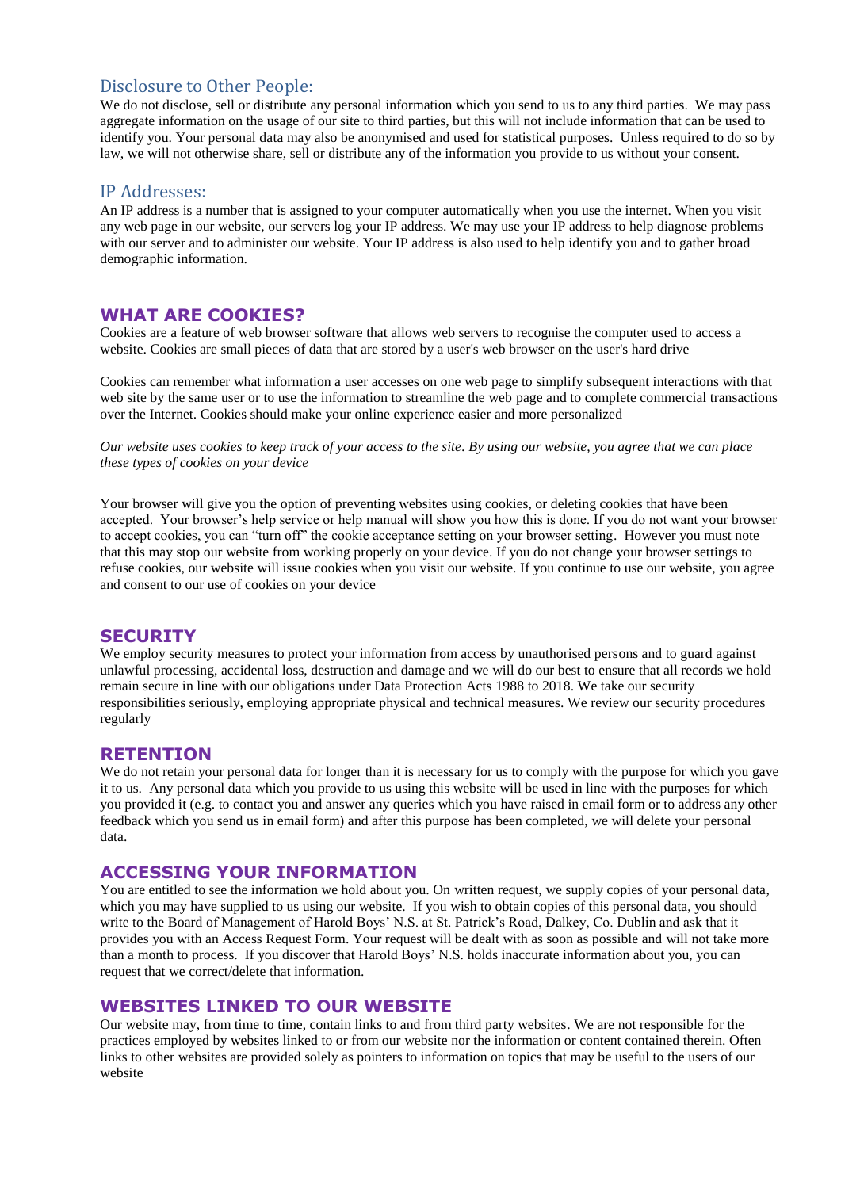## Disclosure to Other People:

We do not disclose, sell or distribute any personal information which you send to us to any third parties. We may pass aggregate information on the usage of our site to third parties, but this will not include information that can be used to identify you. Your personal data may also be anonymised and used for statistical purposes. Unless required to do so by law, we will not otherwise share, sell or distribute any of the information you provide to us without your consent.

## IP Addresses:

An IP address is a number that is assigned to your computer automatically when you use the internet. When you visit any web page in our website, our servers log your IP address. We may use your IP address to help diagnose problems with our server and to administer our website. Your IP address is also used to help identify you and to gather broad demographic information.

## WHAT ARE COOKIES?

Cookies are a feature of web browser software that allows web servers to recognise the computer used to access a website. Cookies are small pieces of data that are stored by a user's web browser on the user's hard drive

Cookies can remember what information a user accesses on one web page to simplify subsequent interactions with that web site by the same user or to use the information to streamline the web page and to complete commercial transactions over the Internet. Cookies should make your online experience easier and more personalized

*Our website uses cookies to keep track of your access to the site. By using our website, you agree that we can place these types of cookies on your device*

Your browser will give you the option of preventing websites using cookies, or deleting cookies that have been accepted. Your browser's help service or help manual will show you how this is done. If you do not want your browser to accept cookies, you can "turn off" the cookie acceptance setting on your browser setting. However you must note that this may stop our website from working properly on your device. If you do not change your browser settings to refuse cookies, our website will issue cookies when you visit our website. If you continue to use our website, you agree and consent to our use of cookies on your device

## SECURITY

We employ security measures to protect your information from access by unauthorised persons and to guard against unlawful processing, accidental loss, destruction and damage and we will do our best to ensure that all records we hold remain secure in line with our obligations under Data Protection Acts 1988 to 2018. We take our security responsibilities seriously, employing appropriate physical and technical measures. We review our security procedures regularly

## RETENTION

We do not retain your personal data for longer than it is necessary for us to comply with the purpose for which you gave it to us. Any personal data which you provide to us using this website will be used in line with the purposes for which you provided it (e.g. to contact you and answer any queries which you have raised in email form or to address any other feedback which you send us in email form) and after this purpose has been completed, we will delete your personal data.

## ACCESSING YOUR INFORMATION

You are entitled to see the information we hold about you. On written request, we supply copies of your personal data, which you may have supplied to us using our website. If you wish to obtain copies of this personal data, you should write to the Board of Management of Harold Boys' N.S. at St. Patrick's Road, Dalkey, Co. Dublin and ask that it provides you with an Access Request Form. Your request will be dealt with as soon as possible and will not take more than a month to process. If you discover that Harold Boys' N.S. holds inaccurate information about you, you can request that we correct/delete that information.

## WEBSITES LINKED TO OUR WEBSITE

Our website may, from time to time, contain links to and from third party websites. We are not responsible for the practices employed by websites linked to or from our website nor the information or content contained therein. Often links to other websites are provided solely as pointers to information on topics that may be useful to the users of our website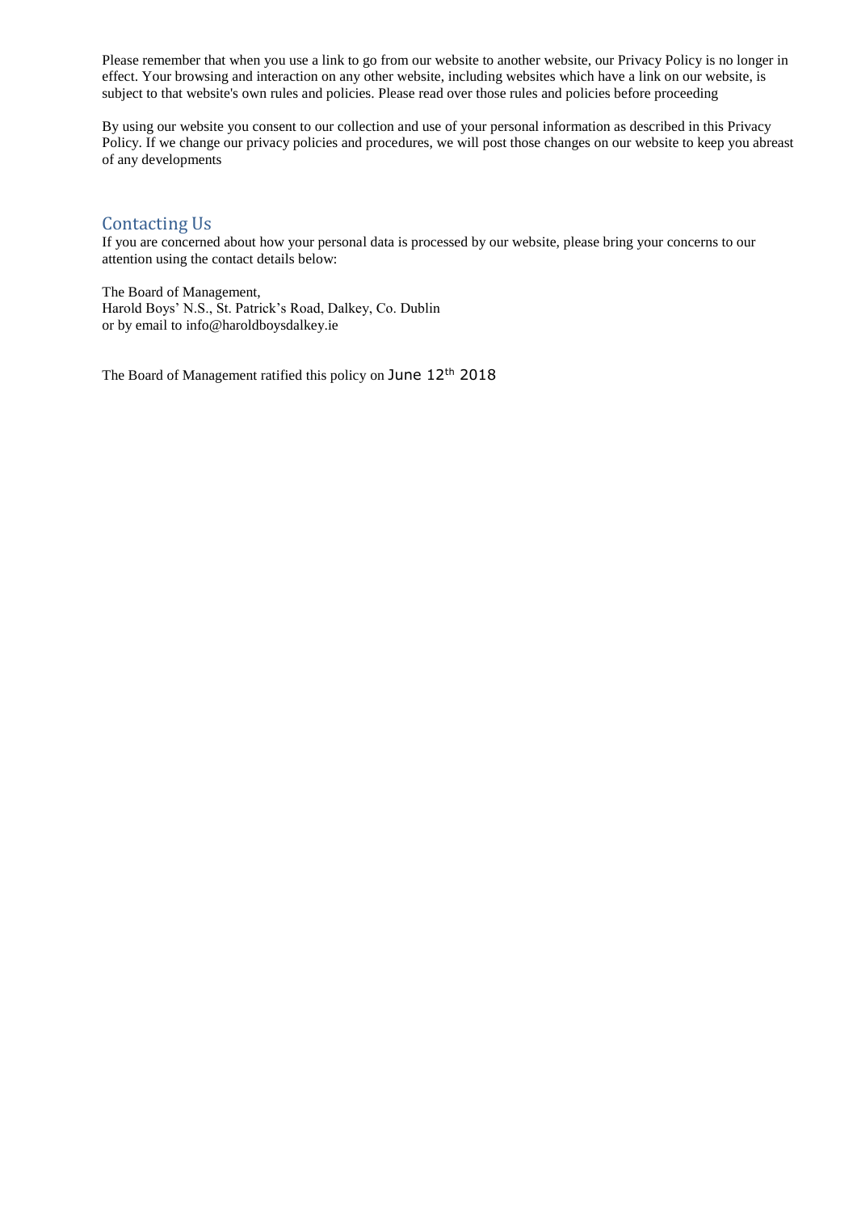Please remember that when you use a link to go from our website to another website, our Privacy Policy is no longer in effect. Your browsing and interaction on any other website, including websites which have a link on our website, is subject to that website's own rules and policies. Please read over those rules and policies before proceeding

By using our website you consent to our collection and use of your personal information as described in this Privacy Policy. If we change our privacy policies and procedures, we will post those changes on our website to keep you abreast of any developments

## Contacting Us

If you are concerned about how your personal data is processed by our website, please bring your concerns to our attention using the contact details below:

The Board of Management,
Harold Boys' N.S., St. Patrick's Road, Dalkey, Co. Dublin
or by email to info@haroldboysdalkey.ie

The Board of Management ratified this policy on June 12th 2018